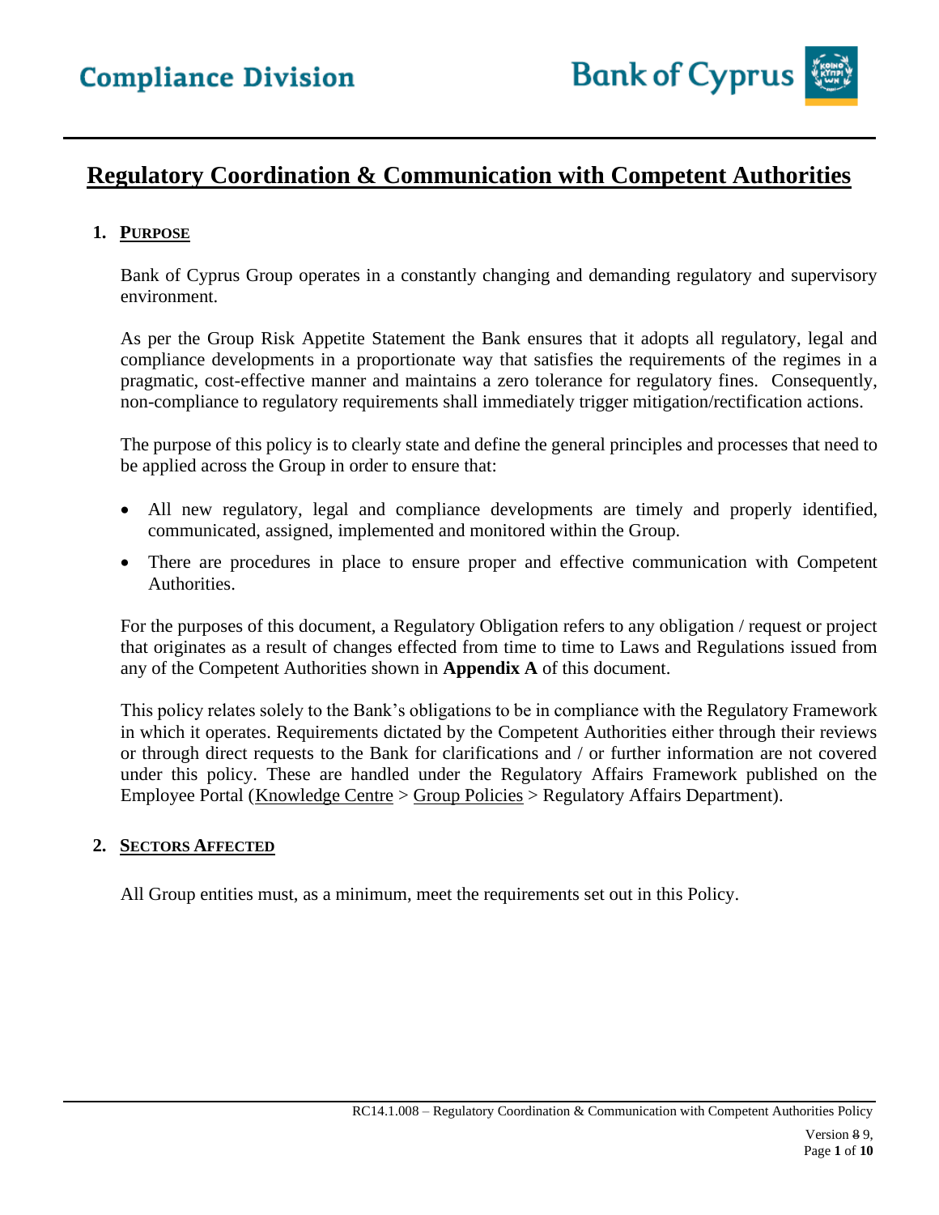# Regulatory Coordination & Communication with Competent Authorities

## 1. PURPOSE

Bank of Cyprus Group operates in a constantly changing and demanding regulatory and supervisory environment.

As per the Group Risk Appetite Statement the Bank ensures that it adopts all regulatory, legal and compliance developments in a proportionate way that satisfies the requirements of the regimes in a pragmatic, cost-effective manner and maintains a zero tolerance for regulatory fines. Consequently, non-compliance to regulatory requirements shall immediately trigger mitigation/rectification actions.

The purpose of this policy is to clearly state and define the general principles and processes that need to be applied across the Group in order to ensure that:

- All new regulatory, legal and compliance developments are timely and properly identified, communicated, assigned, implemented and monitored within the Group.
- There are procedures in place to ensure proper and effective communication with Competent Authorities.

For the purposes of this document, a Regulatory Obligation refers to any obligation / request or project that originates as a result of changes effected from time to time to Laws and Regulations issued from any of the Competent Authorities shown in **Appendix A** of this document.

This policy relates solely to the Bank's obligations to be in compliance with the Regulatory Framework in which it operates. Requirements dictated by the Competent Authorities either through their reviews or through direct requests to the Bank for clarifications and / or further information are not covered under this policy. These are handled under the Regulatory Affairs Framework published on the Employee Portal (Knowledge Centre > Group Policies > Regulatory Affairs Department).

## 2. SECTORS AFFECTED

All Group entities must, as a minimum, meet the requirements set out in this Policy.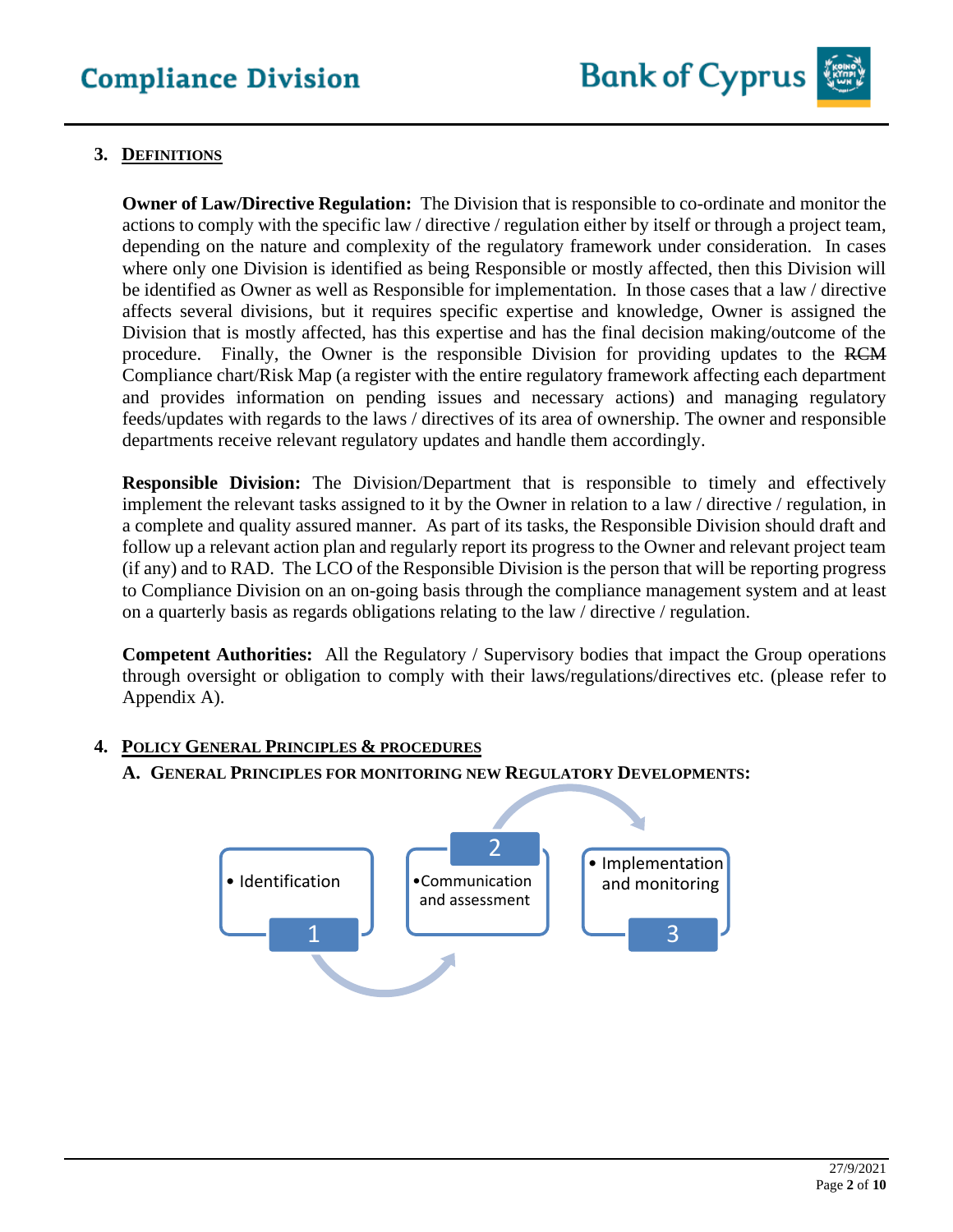## 3. DEFINITIONS

**Owner of Law/Directive Regulation:** The Division that is responsible to co-ordinate and monitor the actions to comply with the specific law / directive / regulation either by itself or through a project team, depending on the nature and complexity of the regulatory framework under consideration. In cases where only one Division is identified as being Responsible or mostly affected, then this Division will be identified as Owner as well as Responsible for implementation. In those cases that a law / directive affects several divisions, but it requires specific expertise and knowledge, Owner is assigned the Division that is mostly affected, has this expertise and has the final decision making/outcome of the procedure. Finally, the Owner is the responsible Division for providing updates to the ~~RCM~~ Compliance chart/Risk Map (a register with the entire regulatory framework affecting each department and provides information on pending issues and necessary actions) and managing regulatory feeds/updates with regards to the laws / directives of its area of ownership. The owner and responsible departments receive relevant regulatory updates and handle them accordingly.

**Responsible Division:** The Division/Department that is responsible to timely and effectively implement the relevant tasks assigned to it by the Owner in relation to a law / directive / regulation, in a complete and quality assured manner. As part of its tasks, the Responsible Division should draft and follow up a relevant action plan and regularly report its progress to the Owner and relevant project team (if any) and to RAD. The LCO of the Responsible Division is the person that will be reporting progress to Compliance Division on an on-going basis through the compliance management system and at least on a quarterly basis as regards obligations relating to the law / directive / regulation.

**Competent Authorities:** All the Regulatory / Supervisory bodies that impact the Group operations through oversight or obligation to comply with their laws/regulations/directives etc. (please refer to Appendix A).

## 4. POLICY GENERAL PRINCIPLES & PROCEDURES

### A. GENERAL PRINCIPLES FOR MONITORING NEW REGULATORY DEVELOPMENTS:

1 • Identification

2 • Communication and assessment

3 • Implementation and monitoring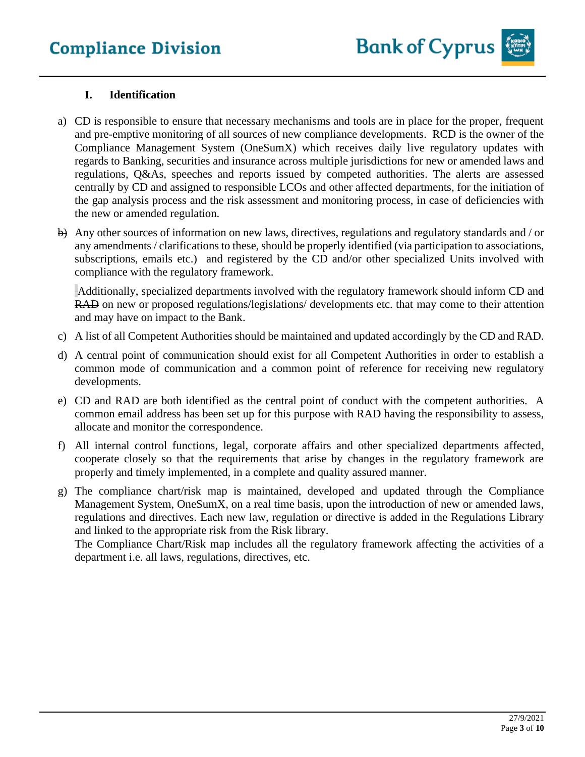## I. Identification

a) CD is responsible to ensure that necessary mechanisms and tools are in place for the proper, frequent and pre-emptive monitoring of all sources of new compliance developments. RCD is the owner of the Compliance Management System (OneSumX) which receives daily live regulatory updates with regards to Banking, securities and insurance across multiple jurisdictions for new or amended laws and regulations, Q&As, speeches and reports issued by competed authorities. The alerts are assessed centrally by CD and assigned to responsible LCOs and other affected departments, for the initiation of the gap analysis process and the risk assessment and monitoring process, in case of deficiencies with the new or amended regulation.

b) Any other sources of information on new laws, directives, regulations and regulatory standards and / or any amendments / clarifications to these, should be properly identified (via participation to associations, subscriptions, emails etc.) and registered by the CD and/or other specialized Units involved with compliance with the regulatory framework.

   Additionally, specialized departments involved with the regulatory framework should inform CD ~~and RAD~~ on new or proposed regulations/legislations/ developments etc. that may come to their attention and may have on impact to the Bank.

c) A list of all Competent Authorities should be maintained and updated accordingly by the CD and RAD.

d) A central point of communication should exist for all Competent Authorities in order to establish a common mode of communication and a common point of reference for receiving new regulatory developments.

e) CD and RAD are both identified as the central point of conduct with the competent authorities. A common email address has been set up for this purpose with RAD having the responsibility to assess, allocate and monitor the correspondence.

f) All internal control functions, legal, corporate affairs and other specialized departments affected, cooperate closely so that the requirements that arise by changes in the regulatory framework are properly and timely implemented, in a complete and quality assured manner.

g) The compliance chart/risk map is maintained, developed and updated through the Compliance Management System, OneSumX, on a real time basis, upon the introduction of new or amended laws, regulations and directives. Each new law, regulation or directive is added in the Regulations Library and linked to the appropriate risk from the Risk library.
   The Compliance Chart/Risk map includes all the regulatory framework affecting the activities of a department i.e. all laws, regulations, directives, etc.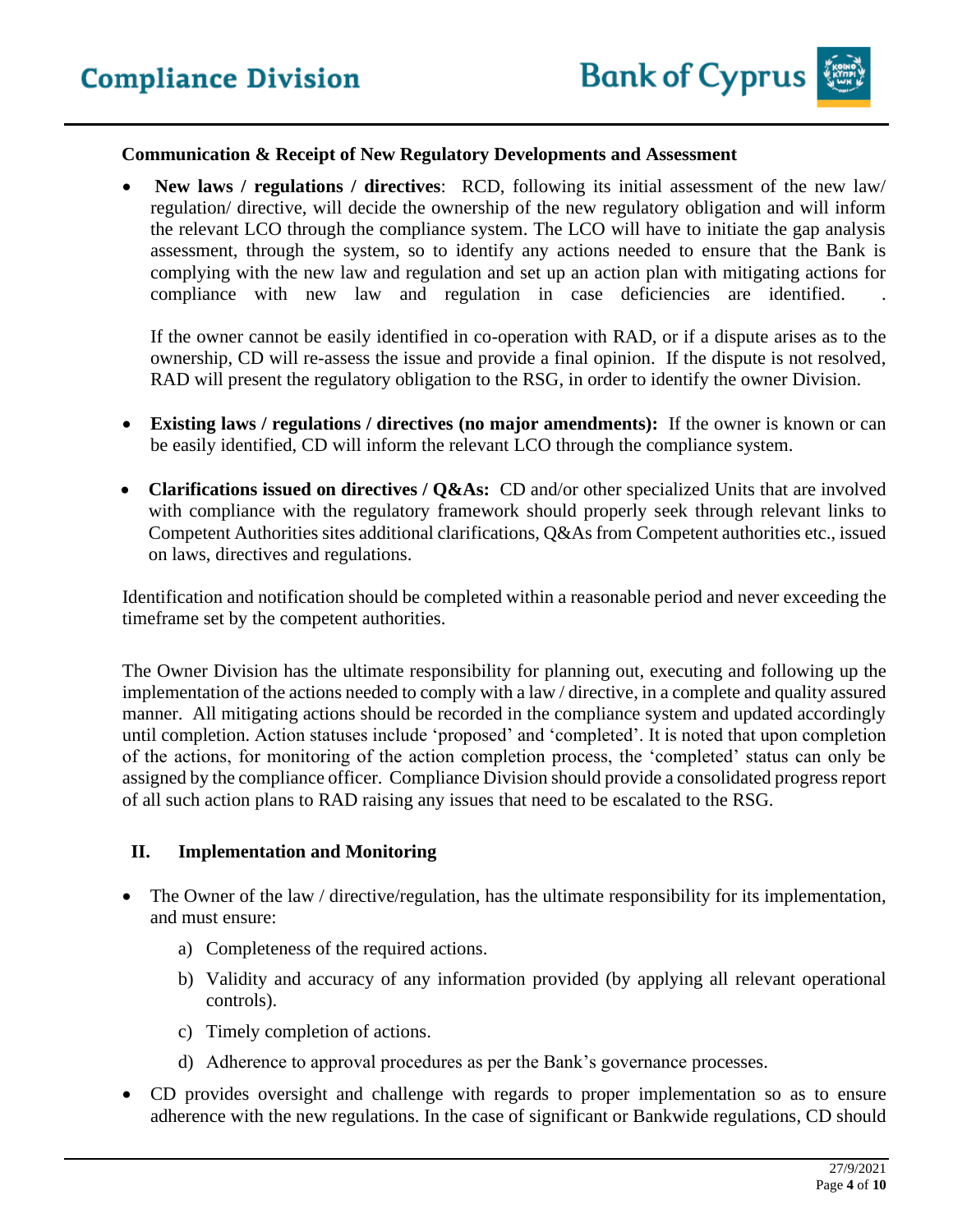**Communication & Receipt of New Regulatory Developments and Assessment**

- **New laws / regulations / directives**: RCD, following its initial assessment of the new law/ regulation/ directive, will decide the ownership of the new regulatory obligation and will inform the relevant LCO through the compliance system. The LCO will have to initiate the gap analysis assessment, through the system, so to identify any actions needed to ensure that the Bank is complying with the new law and regulation and set up an action plan with mitigating actions for compliance with new law and regulation in case deficiencies are identified. .

  If the owner cannot be easily identified in co-operation with RAD, or if a dispute arises as to the ownership, CD will re-assess the issue and provide a final opinion. If the dispute is not resolved, RAD will present the regulatory obligation to the RSG, in order to identify the owner Division.

- **Existing laws / regulations / directives (no major amendments):** If the owner is known or can be easily identified, CD will inform the relevant LCO through the compliance system.

- **Clarifications issued on directives / Q&As:** CD and/or other specialized Units that are involved with compliance with the regulatory framework should properly seek through relevant links to Competent Authorities sites additional clarifications, Q&As from Competent authorities etc., issued on laws, directives and regulations.

Identification and notification should be completed within a reasonable period and never exceeding the timeframe set by the competent authorities.

The Owner Division has the ultimate responsibility for planning out, executing and following up the implementation of the actions needed to comply with a law / directive, in a complete and quality assured manner. All mitigating actions should be recorded in the compliance system and updated accordingly until completion. Action statuses include 'proposed' and 'completed'. It is noted that upon completion of the actions, for monitoring of the action completion process, the 'completed' status can only be assigned by the compliance officer. Compliance Division should provide a consolidated progress report of all such action plans to RAD raising any issues that need to be escalated to the RSG.

## II. Implementation and Monitoring

- The Owner of the law / directive/regulation, has the ultimate responsibility for its implementation, and must ensure:
  a) Completeness of the required actions.
  b) Validity and accuracy of any information provided (by applying all relevant operational controls).
  c) Timely completion of actions.
  d) Adherence to approval procedures as per the Bank's governance processes.
- CD provides oversight and challenge with regards to proper implementation so as to ensure adherence with the new regulations. In the case of significant or Bankwide regulations, CD should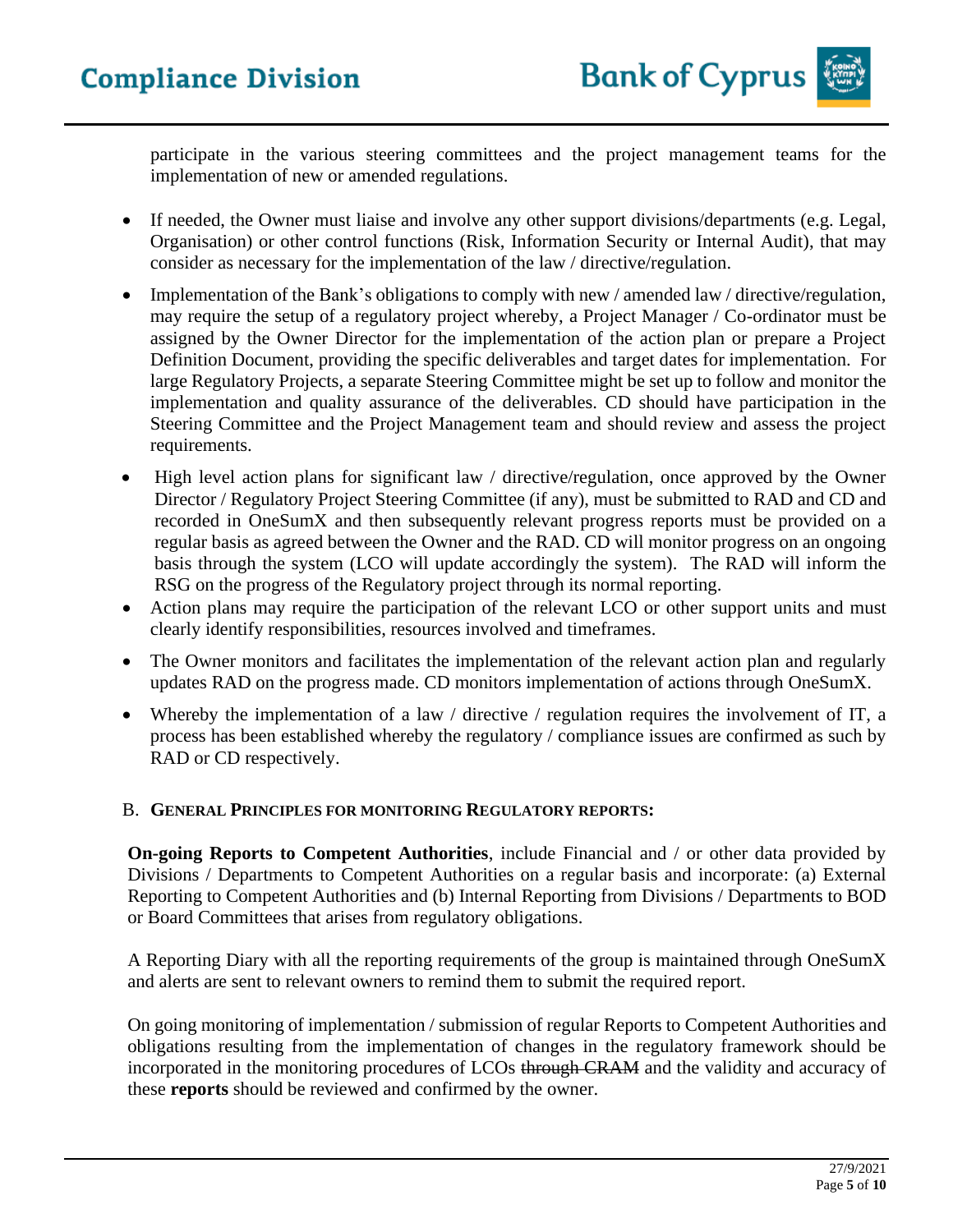participate in the various steering committees and the project management teams for the implementation of new or amended regulations.

- If needed, the Owner must liaise and involve any other support divisions/departments (e.g. Legal, Organisation) or other control functions (Risk, Information Security or Internal Audit), that may consider as necessary for the implementation of the law / directive/regulation.
- Implementation of the Bank's obligations to comply with new / amended law / directive/regulation, may require the setup of a regulatory project whereby, a Project Manager / Co-ordinator must be assigned by the Owner Director for the implementation of the action plan or prepare a Project Definition Document, providing the specific deliverables and target dates for implementation. For large Regulatory Projects, a separate Steering Committee might be set up to follow and monitor the implementation and quality assurance of the deliverables. CD should have participation in the Steering Committee and the Project Management team and should review and assess the project requirements.
- High level action plans for significant law / directive/regulation, once approved by the Owner Director / Regulatory Project Steering Committee (if any), must be submitted to RAD and CD and recorded in OneSumX and then subsequently relevant progress reports must be provided on a regular basis as agreed between the Owner and the RAD. CD will monitor progress on an ongoing basis through the system (LCO will update accordingly the system). The RAD will inform the RSG on the progress of the Regulatory project through its normal reporting.
- Action plans may require the participation of the relevant LCO or other support units and must clearly identify responsibilities, resources involved and timeframes.
- The Owner monitors and facilitates the implementation of the relevant action plan and regularly updates RAD on the progress made. CD monitors implementation of actions through OneSumX.
- Whereby the implementation of a law / directive / regulation requires the involvement of IT, a process has been established whereby the regulatory / compliance issues are confirmed as such by RAD or CD respectively.

### B. GENERAL PRINCIPLES FOR MONITORING REGULATORY REPORTS:

**On-going Reports to Competent Authorities**, include Financial and / or other data provided by Divisions / Departments to Competent Authorities on a regular basis and incorporate: (a) External Reporting to Competent Authorities and (b) Internal Reporting from Divisions / Departments to BOD or Board Committees that arises from regulatory obligations.

A Reporting Diary with all the reporting requirements of the group is maintained through OneSumX and alerts are sent to relevant owners to remind them to submit the required report.

On going monitoring of implementation / submission of regular Reports to Competent Authorities and obligations resulting from the implementation of changes in the regulatory framework should be incorporated in the monitoring procedures of LCOs ~~through CRAM~~ and the validity and accuracy of these **reports** should be reviewed and confirmed by the owner.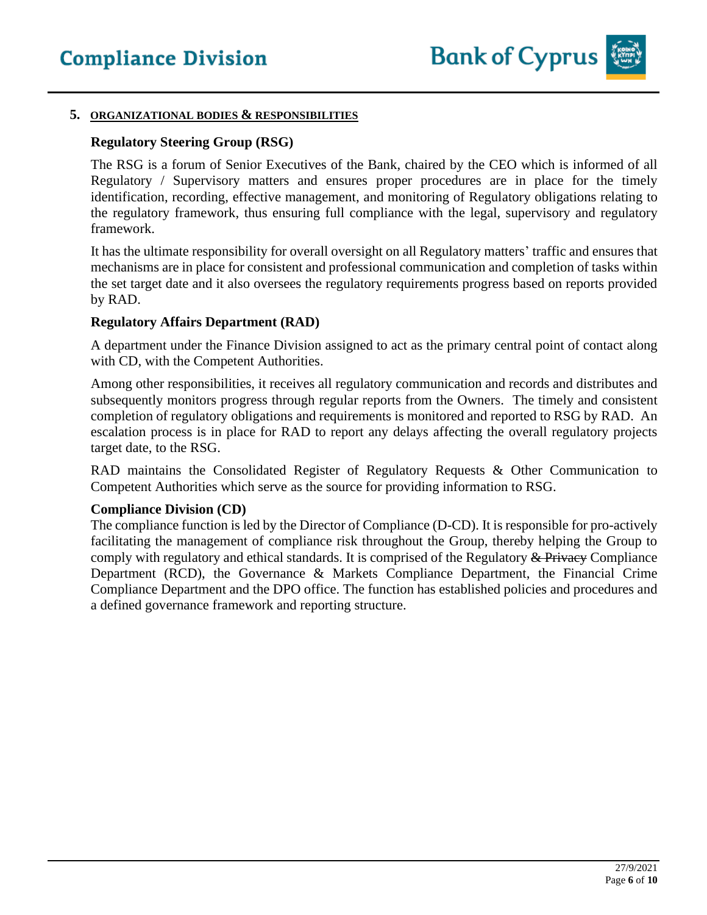## 5. ORGANIZATIONAL BODIES & RESPONSIBILITIES

### Regulatory Steering Group (RSG)

The RSG is a forum of Senior Executives of the Bank, chaired by the CEO which is informed of all Regulatory / Supervisory matters and ensures proper procedures are in place for the timely identification, recording, effective management, and monitoring of Regulatory obligations relating to the regulatory framework, thus ensuring full compliance with the legal, supervisory and regulatory framework.

It has the ultimate responsibility for overall oversight on all Regulatory matters' traffic and ensures that mechanisms are in place for consistent and professional communication and completion of tasks within the set target date and it also oversees the regulatory requirements progress based on reports provided by RAD.

### Regulatory Affairs Department (RAD)

A department under the Finance Division assigned to act as the primary central point of contact along with CD, with the Competent Authorities.

Among other responsibilities, it receives all regulatory communication and records and distributes and subsequently monitors progress through regular reports from the Owners. The timely and consistent completion of regulatory obligations and requirements is monitored and reported to RSG by RAD. An escalation process is in place for RAD to report any delays affecting the overall regulatory projects target date, to the RSG.

RAD maintains the Consolidated Register of Regulatory Requests & Other Communication to Competent Authorities which serve as the source for providing information to RSG.

### Compliance Division (CD)

The compliance function is led by the Director of Compliance (D-CD). It is responsible for pro-actively facilitating the management of compliance risk throughout the Group, thereby helping the Group to comply with regulatory and ethical standards. It is comprised of the Regulatory ~~& Privacy~~ Compliance Department (RCD), the Governance & Markets Compliance Department, the Financial Crime Compliance Department and the DPO office. The function has established policies and procedures and a defined governance framework and reporting structure.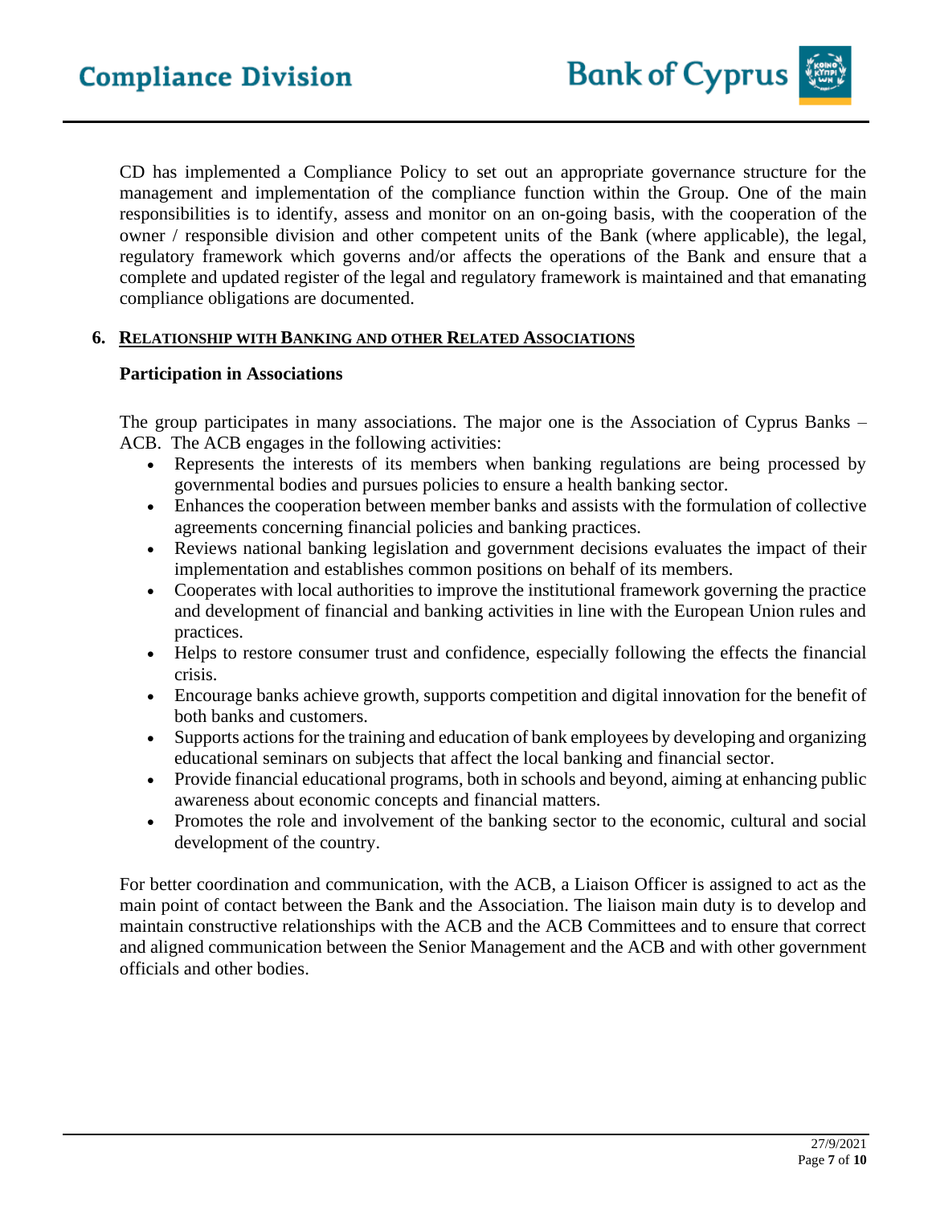CD has implemented a Compliance Policy to set out an appropriate governance structure for the management and implementation of the compliance function within the Group. One of the main responsibilities is to identify, assess and monitor on an on-going basis, with the cooperation of the owner / responsible division and other competent units of the Bank (where applicable), the legal, regulatory framework which governs and/or affects the operations of the Bank and ensure that a complete and updated register of the legal and regulatory framework is maintained and that emanating compliance obligations are documented.

## 6. RELATIONSHIP WITH BANKING AND OTHER RELATED ASSOCIATIONS

### Participation in Associations

The group participates in many associations. The major one is the Association of Cyprus Banks – ACB. The ACB engages in the following activities:

- Represents the interests of its members when banking regulations are being processed by governmental bodies and pursues policies to ensure a health banking sector.
- Enhances the cooperation between member banks and assists with the formulation of collective agreements concerning financial policies and banking practices.
- Reviews national banking legislation and government decisions evaluates the impact of their implementation and establishes common positions on behalf of its members.
- Cooperates with local authorities to improve the institutional framework governing the practice and development of financial and banking activities in line with the European Union rules and practices.
- Helps to restore consumer trust and confidence, especially following the effects the financial crisis.
- Encourage banks achieve growth, supports competition and digital innovation for the benefit of both banks and customers.
- Supports actions for the training and education of bank employees by developing and organizing educational seminars on subjects that affect the local banking and financial sector.
- Provide financial educational programs, both in schools and beyond, aiming at enhancing public awareness about economic concepts and financial matters.
- Promotes the role and involvement of the banking sector to the economic, cultural and social development of the country.

For better coordination and communication, with the ACB, a Liaison Officer is assigned to act as the main point of contact between the Bank and the Association. The liaison main duty is to develop and maintain constructive relationships with the ACB and the ACB Committees and to ensure that correct and aligned communication between the Senior Management and the ACB and with other government officials and other bodies.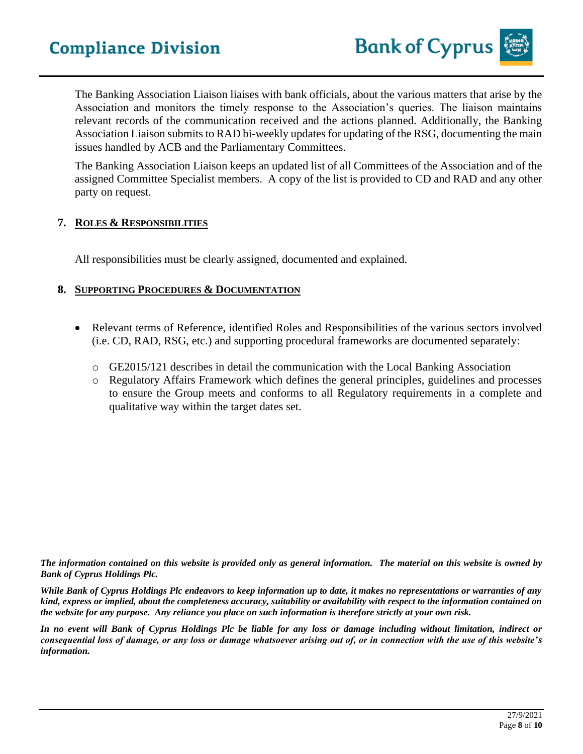The Banking Association Liaison liaises with bank officials, about the various matters that arise by the Association and monitors the timely response to the Association's queries. The liaison maintains relevant records of the communication received and the actions planned. Additionally, the Banking Association Liaison submits to RAD bi-weekly updates for updating of the RSG, documenting the main issues handled by ACB and the Parliamentary Committees.

The Banking Association Liaison keeps an updated list of all Committees of the Association and of the assigned Committee Specialist members. A copy of the list is provided to CD and RAD and any other party on request.

## 7. Roles & Responsibilities

All responsibilities must be clearly assigned, documented and explained.

## 8. Supporting Procedures & Documentation

- Relevant terms of Reference, identified Roles and Responsibilities of the various sectors involved (i.e. CD, RAD, RSG, etc.) and supporting procedural frameworks are documented separately:
  - GE2015/121 describes in detail the communication with the Local Banking Association
  - Regulatory Affairs Framework which defines the general principles, guidelines and processes to ensure the Group meets and conforms to all Regulatory requirements in a complete and qualitative way within the target dates set.

***The information contained on this website is provided only as general information. The material on this website is owned by Bank of Cyprus Holdings Plc.***

***While Bank of Cyprus Holdings Plc endeavors to keep information up to date, it makes no representations or warranties of any kind, express or implied, about the completeness accuracy, suitability or availability with respect to the information contained on the website for any purpose. Any reliance you place on such information is therefore strictly at your own risk.***

***In no event will Bank of Cyprus Holdings Plc be liable for any loss or damage including without limitation, indirect or consequential loss of damage, or any loss or damage whatsoever arising out of, or in connection with the use of this website's information.***

27/9/2021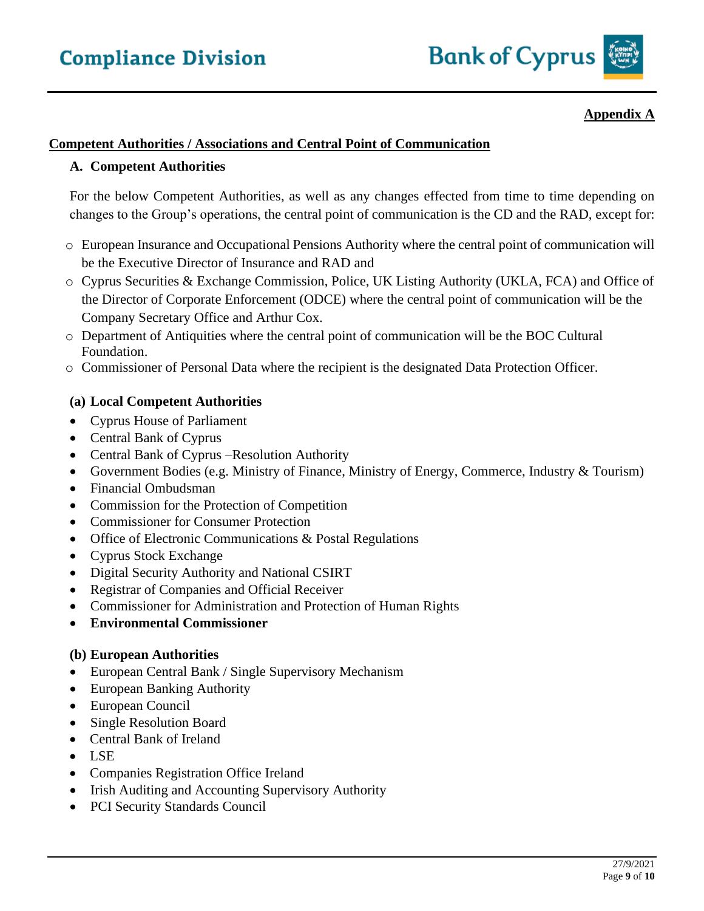**Appendix A**

## Competent Authorities / Associations and Central Point of Communication

### A. Competent Authorities

For the below Competent Authorities, as well as any changes effected from time to time depending on changes to the Group's operations, the central point of communication is the CD and the RAD, except for:

- European Insurance and Occupational Pensions Authority where the central point of communication will be the Executive Director of Insurance and RAD and
- Cyprus Securities & Exchange Commission, Police, UK Listing Authority (UKLA, FCA) and Office of the Director of Corporate Enforcement (ODCE) where the central point of communication will be the Company Secretary Office and Arthur Cox.
- Department of Antiquities where the central point of communication will be the BOC Cultural Foundation.
- Commissioner of Personal Data where the recipient is the designated Data Protection Officer.

**(a) Local Competent Authorities**

- Cyprus House of Parliament
- Central Bank of Cyprus
- Central Bank of Cyprus –Resolution Authority
- Government Bodies (e.g. Ministry of Finance, Ministry of Energy, Commerce, Industry & Tourism)
- Financial Ombudsman
- Commission for the Protection of Competition
- Commissioner for Consumer Protection
- Office of Electronic Communications & Postal Regulations
- Cyprus Stock Exchange
- Digital Security Authority and National CSIRT
- Registrar of Companies and Official Receiver
- Commissioner for Administration and Protection of Human Rights
- **Environmental Commissioner**

**(b) European Authorities**

- European Central Bank / Single Supervisory Mechanism
- European Banking Authority
- European Council
- Single Resolution Board
- Central Bank of Ireland
- LSE
- Companies Registration Office Ireland
- Irish Auditing and Accounting Supervisory Authority
- PCI Security Standards Council

27/9/2021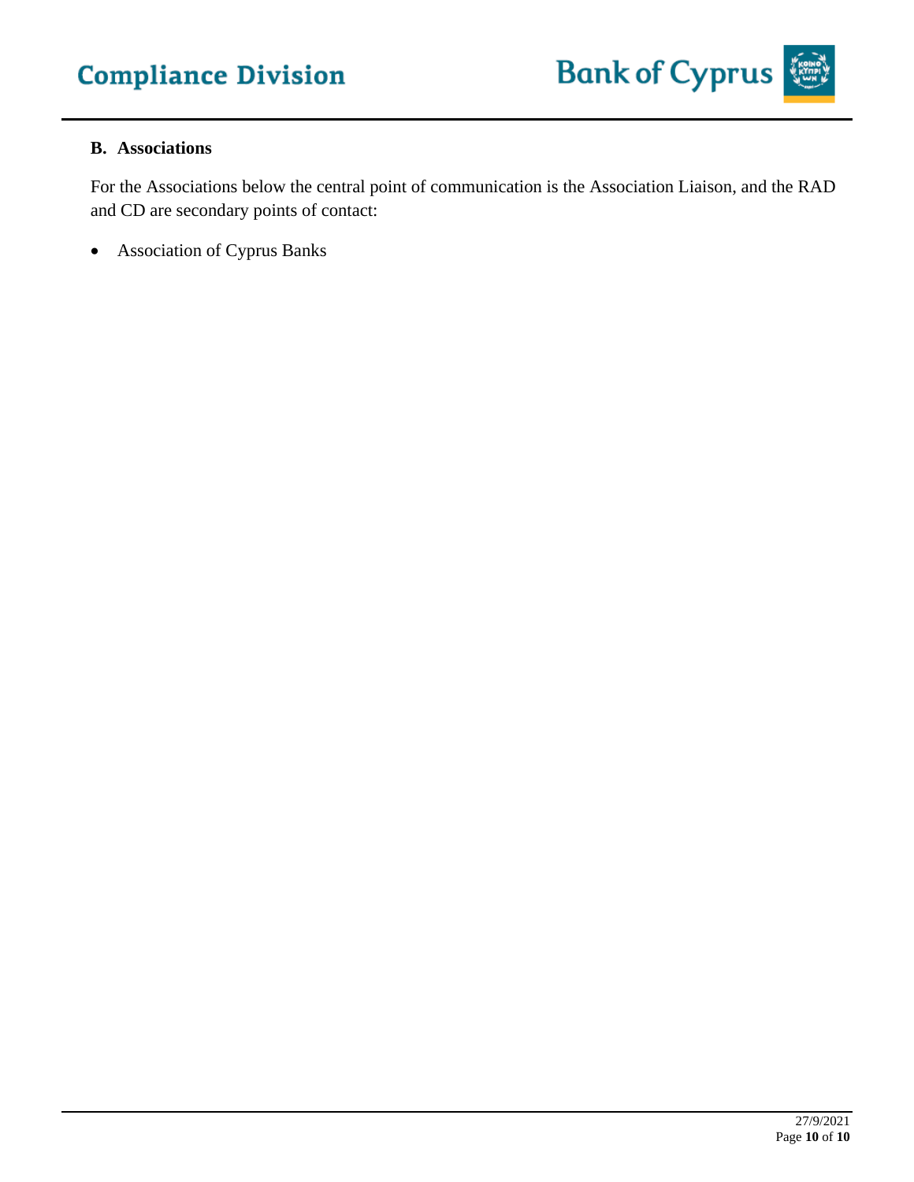### B. Associations

For the Associations below the central point of communication is the Association Liaison, and the RAD and CD are secondary points of contact:

- Association of Cyprus Banks